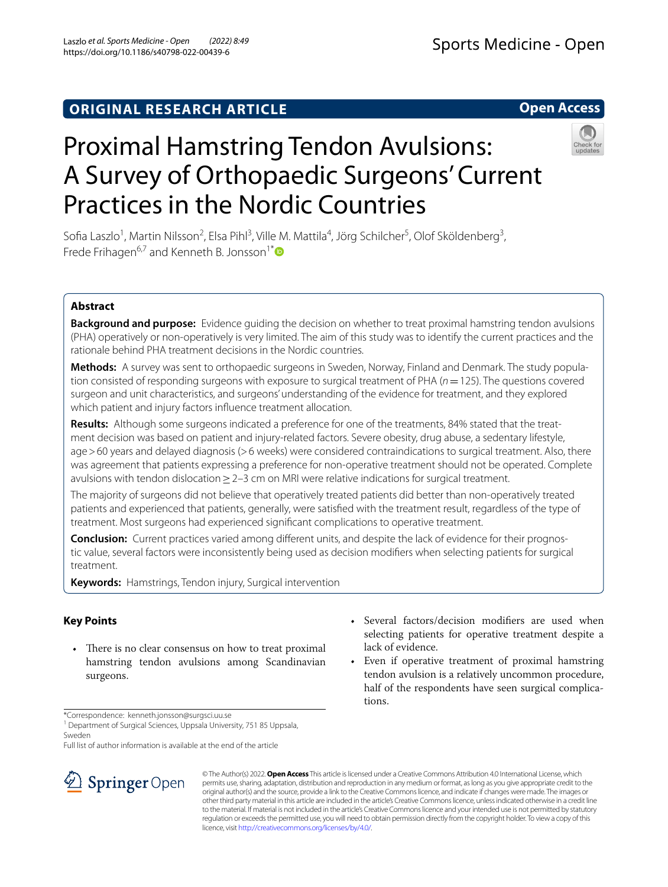ORIGINAL RESEARCH ARTICLE

Open Access

# Proximal Hamstring Tendon Avulsions: A Survey of Orthopaedic Surgeons' Current Practices in the Nordic Countries

Sofia Laszlo[1], Martin Nilsson[2], Elsa Pihl[3], Ville M. Mattila[4], Jörg Schilcher[5], Olof Sköldenberg[3], Frede Frihagen[6,7] and Kenneth B. Jonsson[1*]

## Abstract

**Background and purpose:** Evidence guiding the decision on whether to treat proximal hamstring tendon avulsions (PHA) operatively or non-operatively is very limited. The aim of this study was to identify the current practices and the rationale behind PHA treatment decisions in the Nordic countries.

**Methods:** A survey was sent to orthopaedic surgeons in Sweden, Norway, Finland and Denmark. The study population consisted of responding surgeons with exposure to surgical treatment of PHA ($n = 125$). The questions covered surgeon and unit characteristics, and surgeons' understanding of the evidence for treatment, and they explored which patient and injury factors influence treatment allocation.

**Results:** Although some surgeons indicated a preference for one of the treatments, 84% stated that the treatment decision was based on patient and injury-related factors. Severe obesity, drug abuse, a sedentary lifestyle, age > 60 years and delayed diagnosis (> 6 weeks) were considered contraindications to surgical treatment. Also, there was agreement that patients expressing a preference for non-operative treatment should not be operated. Complete avulsions with tendon dislocation ≥ 2–3 cm on MRI were relative indications for surgical treatment.

The majority of surgeons did not believe that operatively treated patients did better than non-operatively treated patients and experienced that patients, generally, were satisfied with the treatment result, regardless of the type of treatment. Most surgeons had experienced significant complications to operative treatment.

**Conclusion:** Current practices varied among different units, and despite the lack of evidence for their prognostic value, several factors were inconsistently being used as decision modifiers when selecting patients for surgical treatment.

**Keywords:** Hamstrings, Tendon injury, Surgical intervention

## Key Points

- There is no clear consensus on how to treat proximal hamstring tendon avulsions among Scandinavian surgeons.
- Several factors/decision modifiers are used when selecting patients for operative treatment despite a lack of evidence.
- Even if operative treatment of proximal hamstring tendon avulsion is a relatively uncommon procedure, half of the respondents have seen surgical complications.

*Correspondence: kenneth.jonsson@surgsci.uu.se

[1] Department of Surgical Sciences, Uppsala University, 751 85 Uppsala, Sweden

Full list of author information is available at the end of the article

© The Author(s) 2022. **Open Access** This article is licensed under a Creative Commons Attribution 4.0 International License, which permits use, sharing, adaptation, distribution and reproduction in any medium or format, as long as you give appropriate credit to the original author(s) and the source, provide a link to the Creative Commons licence, and indicate if changes were made. The images or other third party material in this article are included in the article's Creative Commons licence, unless indicated otherwise in a credit line to the material. If material is not included in the article's Creative Commons licence and your intended use is not permitted by statutory regulation or exceeds the permitted use, you will need to obtain permission directly from the copyright holder. To view a copy of this licence, visit http://creativecommons.org/licenses/by/4.0/.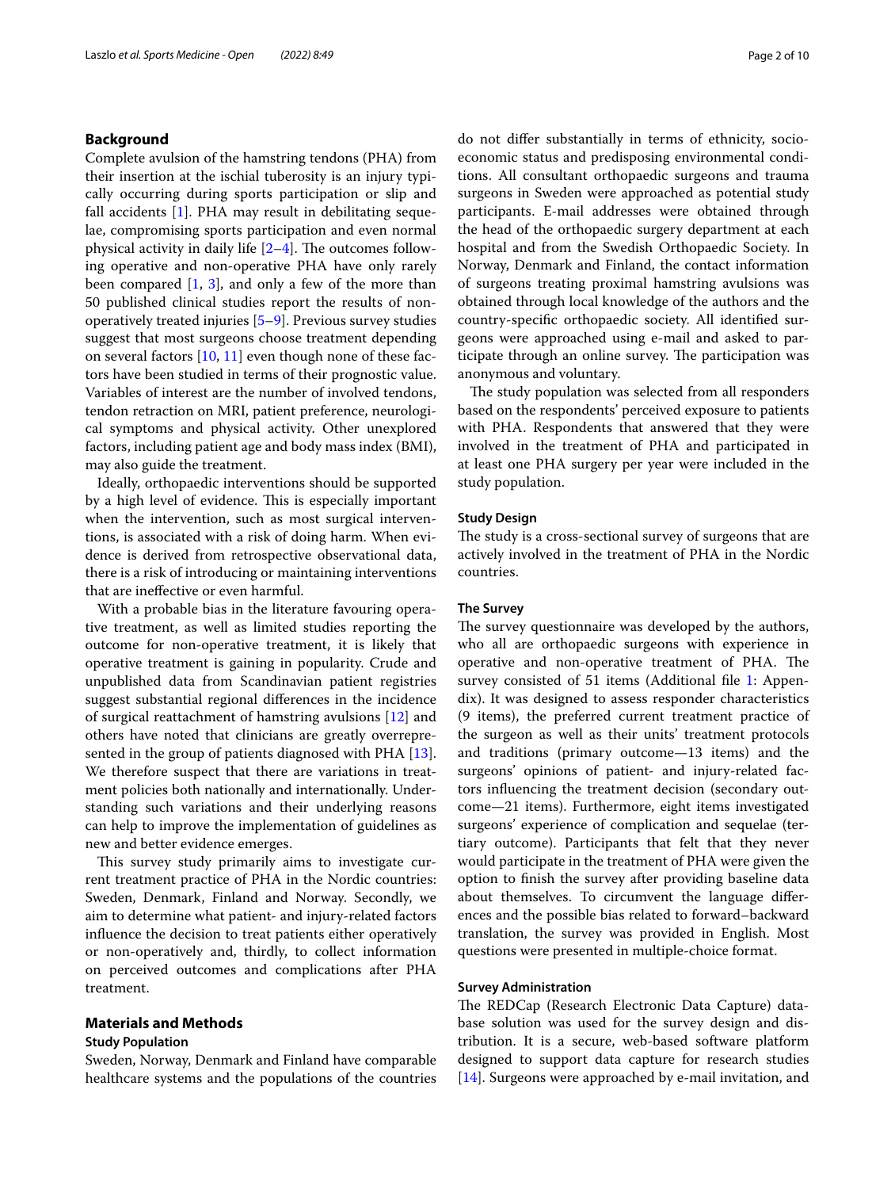## Background

Complete avulsion of the hamstring tendons (PHA) from their insertion at the ischial tuberosity is an injury typically occurring during sports participation or slip and fall accidents [1]. PHA may result in debilitating sequelae, compromising sports participation and even normal physical activity in daily life [2–4]. The outcomes following operative and non-operative PHA have only rarely been compared [1, 3], and only a few of the more than 50 published clinical studies report the results of non-operatively treated injuries [5–9]. Previous survey studies suggest that most surgeons choose treatment depending on several factors [10, 11] even though none of these factors have been studied in terms of their prognostic value. Variables of interest are the number of involved tendons, tendon retraction on MRI, patient preference, neurological symptoms and physical activity. Other unexplored factors, including patient age and body mass index (BMI), may also guide the treatment.

Ideally, orthopaedic interventions should be supported by a high level of evidence. This is especially important when the intervention, such as most surgical interventions, is associated with a risk of doing harm. When evidence is derived from retrospective observational data, there is a risk of introducing or maintaining interventions that are ineffective or even harmful.

With a probable bias in the literature favouring operative treatment, as well as limited studies reporting the outcome for non-operative treatment, it is likely that operative treatment is gaining in popularity. Crude and unpublished data from Scandinavian patient registries suggest substantial regional differences in the incidence of surgical reattachment of hamstring avulsions [12] and others have noted that clinicians are greatly overrepresented in the group of patients diagnosed with PHA [13]. We therefore suspect that there are variations in treatment policies both nationally and internationally. Understanding such variations and their underlying reasons can help to improve the implementation of guidelines as new and better evidence emerges.

This survey study primarily aims to investigate current treatment practice of PHA in the Nordic countries: Sweden, Denmark, Finland and Norway. Secondly, we aim to determine what patient- and injury-related factors influence the decision to treat patients either operatively or non-operatively and, thirdly, to collect information on perceived outcomes and complications after PHA treatment.

## Materials and Methods

### Study Population

Sweden, Norway, Denmark and Finland have comparable healthcare systems and the populations of the countries do not differ substantially in terms of ethnicity, socioeconomic status and predisposing environmental conditions. All consultant orthopaedic surgeons and trauma surgeons in Sweden were approached as potential study participants. E-mail addresses were obtained through the head of the orthopaedic surgery department at each hospital and from the Swedish Orthopaedic Society. In Norway, Denmark and Finland, the contact information of surgeons treating proximal hamstring avulsions was obtained through local knowledge of the authors and the country-specific orthopaedic society. All identified surgeons were approached using e-mail and asked to participate through an online survey. The participation was anonymous and voluntary.

The study population was selected from all responders based on the respondents' perceived exposure to patients with PHA. Respondents that answered that they were involved in the treatment of PHA and participated in at least one PHA surgery per year were included in the study population.

### Study Design

The study is a cross-sectional survey of surgeons that are actively involved in the treatment of PHA in the Nordic countries.

### The Survey

The survey questionnaire was developed by the authors, who all are orthopaedic surgeons with experience in operative and non-operative treatment of PHA. The survey consisted of 51 items (Additional file 1: Appendix). It was designed to assess responder characteristics (9 items), the preferred current treatment practice of the surgeon as well as their units' treatment protocols and traditions (primary outcome—13 items) and the surgeons' opinions of patient- and injury-related factors influencing the treatment decision (secondary outcome—21 items). Furthermore, eight items investigated surgeons' experience of complication and sequelae (tertiary outcome). Participants that felt that they never would participate in the treatment of PHA were given the option to finish the survey after providing baseline data about themselves. To circumvent the language differences and the possible bias related to forward–backward translation, the survey was provided in English. Most questions were presented in multiple-choice format.

### Survey Administration

The REDCap (Research Electronic Data Capture) database solution was used for the survey design and distribution. It is a secure, web-based software platform designed to support data capture for research studies [14]. Surgeons were approached by e-mail invitation, and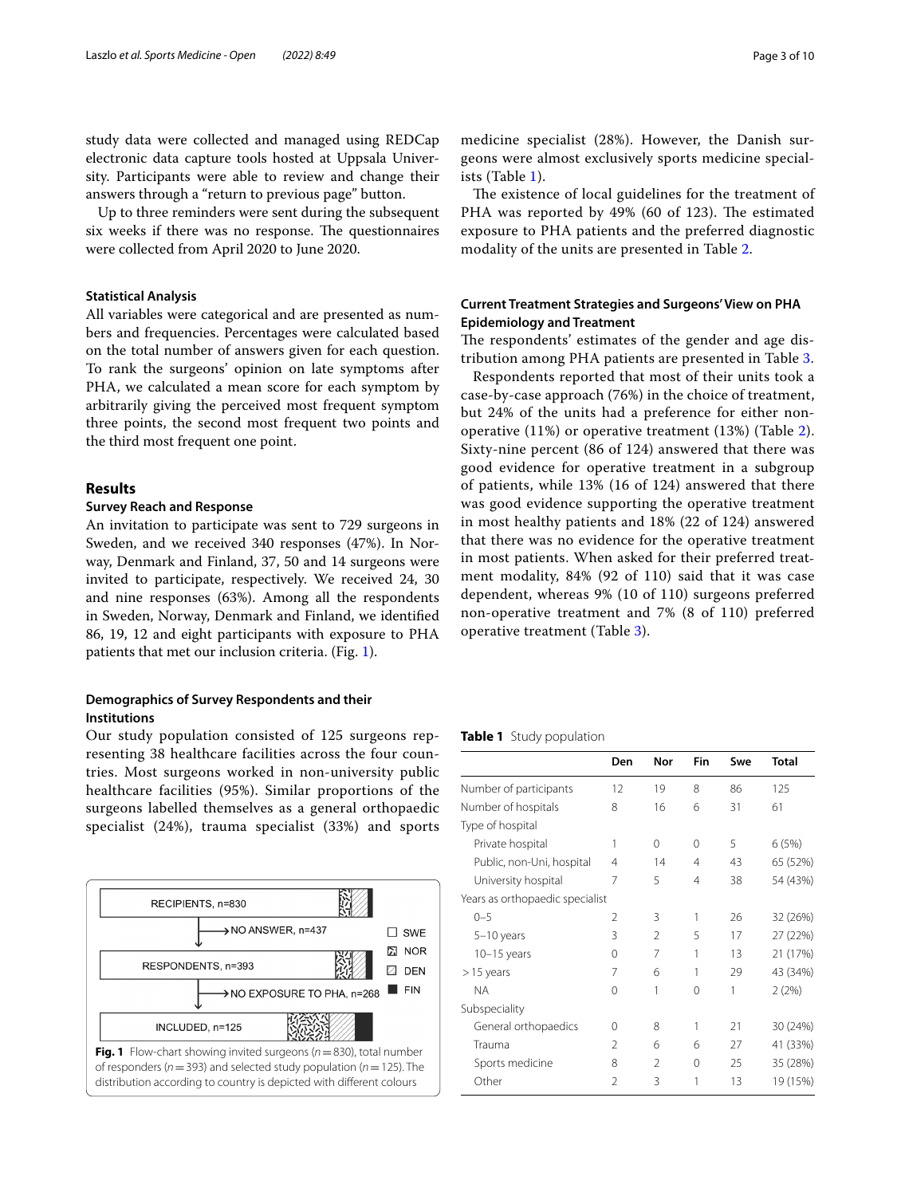study data were collected and managed using REDCap electronic data capture tools hosted at Uppsala University. Participants were able to review and change their answers through a "return to previous page" button.

Up to three reminders were sent during the subsequent six weeks if there was no response. The questionnaires were collected from April 2020 to June 2020.

### Statistical Analysis

All variables were categorical and are presented as numbers and frequencies. Percentages were calculated based on the total number of answers given for each question. To rank the surgeons' opinion on late symptoms after PHA, we calculated a mean score for each symptom by arbitrarily giving the perceived most frequent symptom three points, the second most frequent two points and the third most frequent one point.

## Results

### Survey Reach and Response

An invitation to participate was sent to 729 surgeons in Sweden, and we received 340 responses (47%). In Norway, Denmark and Finland, 37, 50 and 14 surgeons were invited to participate, respectively. We received 24, 30 and nine responses (63%). Among all the respondents in Sweden, Norway, Denmark and Finland, we identified 86, 19, 12 and eight participants with exposure to PHA patients that met our inclusion criteria. (Fig. 1).

### Demographics of Survey Respondents and their Institutions

Our study population consisted of 125 surgeons representing 38 healthcare facilities across the four countries. Most surgeons worked in non-university public healthcare facilities (95%). Similar proportions of the surgeons labelled themselves as a general orthopaedic specialist (24%), trauma specialist (33%) and sports medicine specialist (28%). However, the Danish surgeons were almost exclusively sports medicine specialists (Table 1).

RECIPIENTS, n=830 → NO ANSWER, n=437 → RESPONDENTS, n=393 → NO EXPOSURE TO PHA, n=268 → INCLUDED, n=125 (legend: SWE, NOR, DEN, FIN)

**Fig. 1** Flow-chart showing invited surgeons ($n = 830$), total number of responders ($n = 393$) and selected study population ($n = 125$). The distribution according to country is depicted with different colours

The existence of local guidelines for the treatment of PHA was reported by 49% (60 of 123). The estimated exposure to PHA patients and the preferred diagnostic modality of the units are presented in Table 2.

### Current Treatment Strategies and Surgeons' View on PHA Epidemiology and Treatment

The respondents' estimates of the gender and age distribution among PHA patients are presented in Table 3.

Respondents reported that most of their units took a case-by-case approach (76%) in the choice of treatment, but 24% of the units had a preference for either non-operative (11%) or operative treatment (13%) (Table 2). Sixty-nine percent (86 of 124) answered that there was good evidence for operative treatment in a subgroup of patients, while 13% (16 of 124) answered that there was good evidence supporting the operative treatment in most healthy patients and 18% (22 of 124) answered that there was no evidence for the operative treatment in most patients. When asked for their preferred treatment modality, 84% (92 of 110) said that it was case dependent, whereas 9% (10 of 110) surgeons preferred non-operative treatment and 7% (8 of 110) preferred operative treatment (Table 3).

**Table 1** Study population

| | Den | Nor | Fin | Swe | Total |
|---|---|---|---|---|---|
| Number of participants | 12 | 19 | 8 | 86 | 125 |
| Number of hospitals | 8 | 16 | 6 | 31 | 61 |
| Type of hospital | | | | | |
| Private hospital | 1 | 0 | 0 | 5 | 6 (5%) |
| Public, non-Uni, hospital | 4 | 14 | 4 | 43 | 65 (52%) |
| University hospital | 7 | 5 | 4 | 38 | 54 (43%) |
| Years as orthopaedic specialist | | | | | |
| 0–5 | 2 | 3 | 1 | 26 | 32 (26%) |
| 5–10 years | 3 | 2 | 5 | 17 | 27 (22%) |
| 10–15 years | 0 | 7 | 1 | 13 | 21 (17%) |
| > 15 years | 7 | 6 | 1 | 29 | 43 (34%) |
| NA | 0 | 1 | 0 | 1 | 2 (2%) |
| Subspeciality | | | | | |
| General orthopaedics | 0 | 8 | 1 | 21 | 30 (24%) |
| Trauma | 2 | 6 | 6 | 27 | 41 (33%) |
| Sports medicine | 8 | 2 | 0 | 25 | 35 (28%) |
| Other | 2 | 3 | 1 | 13 | 19 (15%) |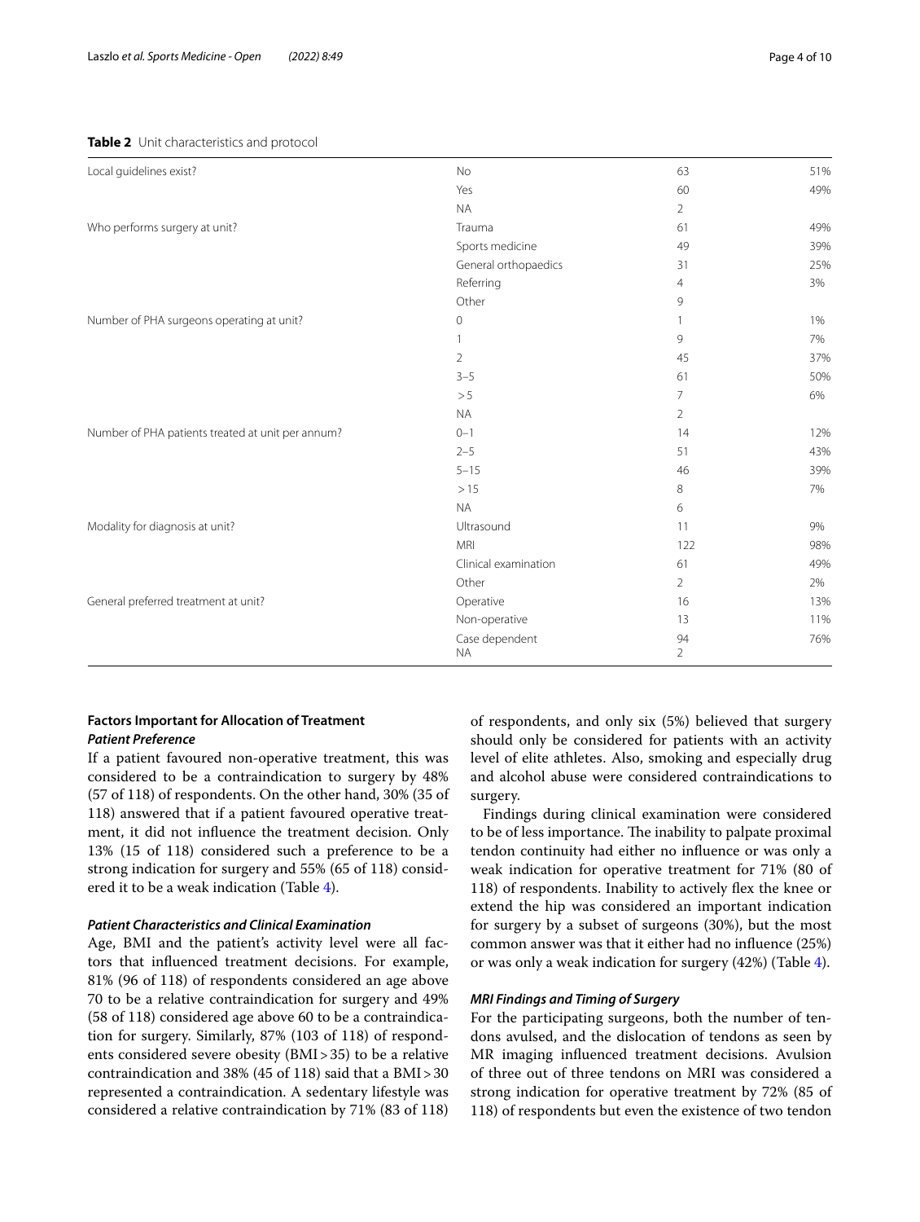**Table 2** Unit characteristics and protocol

| | | | |
|---|---|---|---|
| Local guidelines exist? | No | 63 | 51% |
| | Yes | 60 | 49% |
| | NA | 2 | |
| Who performs surgery at unit? | Trauma | 61 | 49% |
| | Sports medicine | 49 | 39% |
| | General orthopaedics | 31 | 25% |
| | Referring | 4 | 3% |
| | Other | 9 | |
| Number of PHA surgeons operating at unit? | 0 | 1 | 1% |
| | 1 | 9 | 7% |
| | 2 | 45 | 37% |
| | 3–5 | 61 | 50% |
| | > 5 | 7 | 6% |
| | NA | 2 | |
| Number of PHA patients treated at unit per annum? | 0–1 | 14 | 12% |
| | 2–5 | 51 | 43% |
| | 5–15 | 46 | 39% |
| | > 15 | 8 | 7% |
| | NA | 6 | |
| Modality for diagnosis at unit? | Ultrasound | 11 | 9% |
| | MRI | 122 | 98% |
| | Clinical examination | 61 | 49% |
| | Other | 2 | 2% |
| General preferred treatment at unit? | Operative | 16 | 13% |
| | Non-operative | 13 | 11% |
| | Case dependent | 94 | 76% |
| | NA | 2 | |

### Factors Important for Allocation of Treatment

#### *Patient Preference*

If a patient favoured non-operative treatment, this was considered to be a contraindication to surgery by 48% (57 of 118) of respondents. On the other hand, 30% (35 of 118) answered that if a patient favoured operative treatment, it did not influence the treatment decision. Only 13% (15 of 118) considered such a preference to be a strong indication for surgery and 55% (65 of 118) considered it to be a weak indication (Table 4).

#### *Patient Characteristics and Clinical Examination*

Age, BMI and the patient's activity level were all factors that influenced treatment decisions. For example, 81% (96 of 118) of respondents considered an age above 70 to be a relative contraindication for surgery and 49% (58 of 118) considered age above 60 to be a contraindication for surgery. Similarly, 87% (103 of 118) of respondents considered severe obesity (BMI > 35) to be a relative contraindication and 38% (45 of 118) said that a BMI > 30 represented a contraindication. A sedentary lifestyle was considered a relative contraindication by 71% (83 of 118) of respondents, and only six (5%) believed that surgery should only be considered for patients with an activity level of elite athletes. Also, smoking and especially drug and alcohol abuse were considered contraindications to surgery.

Findings during clinical examination were considered to be of less importance. The inability to palpate proximal tendon continuity had either no influence or was only a weak indication for operative treatment for 71% (80 of 118) of respondents. Inability to actively flex the knee or extend the hip was considered an important indication for surgery by a subset of surgeons (30%), but the most common answer was that it either had no influence (25%) or was only a weak indication for surgery (42%) (Table 4).

#### *MRI Findings and Timing of Surgery*

For the participating surgeons, both the number of tendons avulsed, and the dislocation of tendons as seen by MR imaging influenced treatment decisions. Avulsion of three out of three tendons on MRI was considered a strong indication for operative treatment by 72% (85 of 118) of respondents but even the existence of two tendon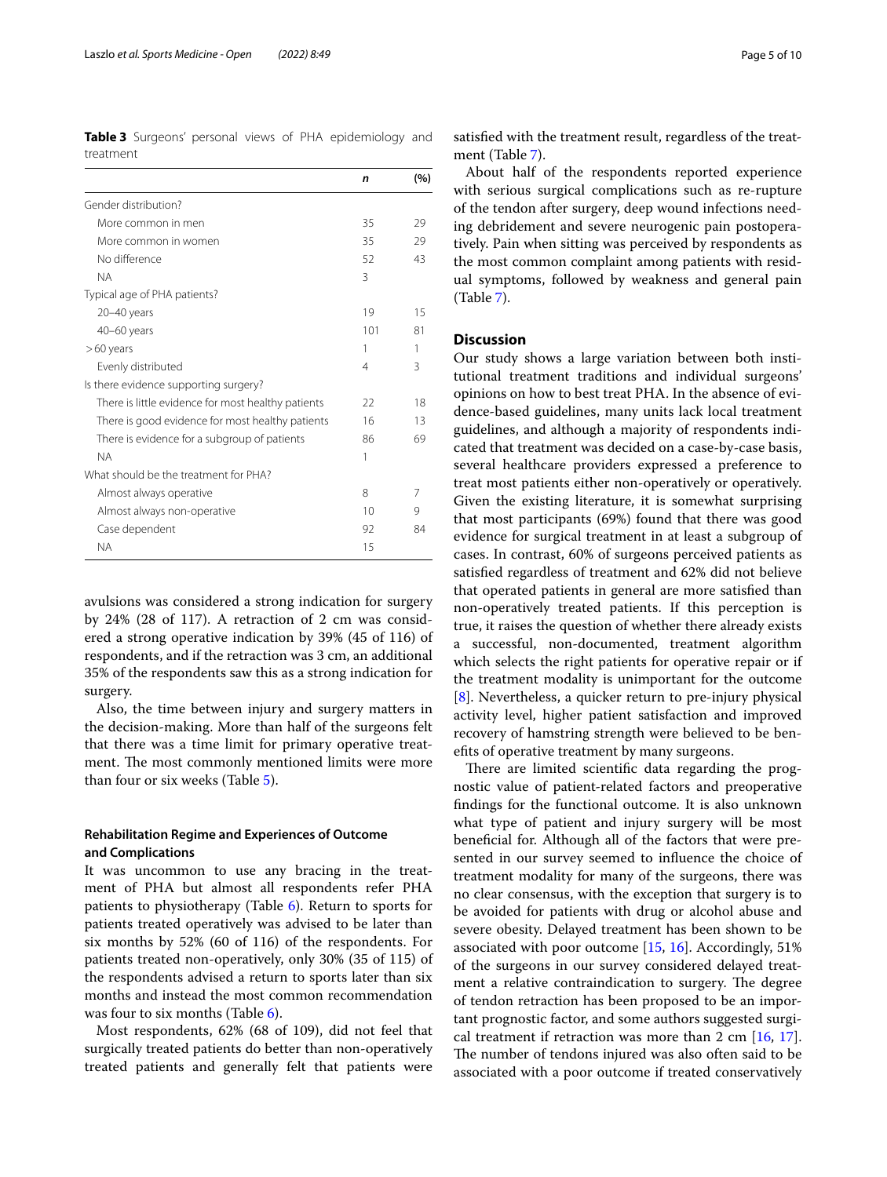**Table 3** Surgeons' personal views of PHA epidemiology and treatment

| | *n* | (%) |
|---|---|---|
| Gender distribution? | | |
| More common in men | 35 | 29 |
| More common in women | 35 | 29 |
| No difference | 52 | 43 |
| NA | 3 | |
| Typical age of PHA patients? | | |
| 20–40 years | 19 | 15 |
| 40–60 years | 101 | 81 |
| > 60 years | 1 | 1 |
| Evenly distributed | 4 | 3 |
| Is there evidence supporting surgery? | | |
| There is little evidence for most healthy patients | 22 | 18 |
| There is good evidence for most healthy patients | 16 | 13 |
| There is evidence for a subgroup of patients | 86 | 69 |
| NA | 1 | |
| What should be the treatment for PHA? | | |
| Almost always operative | 8 | 7 |
| Almost always non-operative | 10 | 9 |
| Case dependent | 92 | 84 |
| NA | 15 | |

avulsions was considered a strong indication for surgery by 24% (28 of 117). A retraction of 2 cm was considered a strong operative indication by 39% (45 of 116) of respondents, and if the retraction was 3 cm, an additional 35% of the respondents saw this as a strong indication for surgery.

Also, the time between injury and surgery matters in the decision-making. More than half of the surgeons felt that there was a time limit for primary operative treatment. The most commonly mentioned limits were more than four or six weeks (Table 5).

### Rehabilitation Regime and Experiences of Outcome and Complications

It was uncommon to use any bracing in the treatment of PHA but almost all respondents refer PHA patients to physiotherapy (Table 6). Return to sports for patients treated operatively was advised to be later than six months by 52% (60 of 116) of the respondents. For patients treated non-operatively, only 30% (35 of 115) of the respondents advised a return to sports later than six months and instead the most common recommendation was four to six months (Table 6).

Most respondents, 62% (68 of 109), did not feel that surgically treated patients do better than non-operatively treated patients and generally felt that patients were satisfied with the treatment result, regardless of the treatment (Table 7).

About half of the respondents reported experience with serious surgical complications such as re-rupture of the tendon after surgery, deep wound infections needing debridement and severe neurogenic pain postoperatively. Pain when sitting was perceived by respondents as the most common complaint among patients with residual symptoms, followed by weakness and general pain (Table 7).

## Discussion

Our study shows a large variation between both institutional treatment traditions and individual surgeons' opinions on how to best treat PHA. In the absence of evidence-based guidelines, many units lack local treatment guidelines, and although a majority of respondents indicated that treatment was decided on a case-by-case basis, several healthcare providers expressed a preference to treat most patients either non-operatively or operatively. Given the existing literature, it is somewhat surprising that most participants (69%) found that there was good evidence for surgical treatment in at least a subgroup of cases. In contrast, 60% of surgeons perceived patients as satisfied regardless of treatment and 62% did not believe that operated patients in general are more satisfied than non-operatively treated patients. If this perception is true, it raises the question of whether there already exists a successful, non-documented, treatment algorithm which selects the right patients for operative repair or if the treatment modality is unimportant for the outcome [8]. Nevertheless, a quicker return to pre-injury physical activity level, higher patient satisfaction and improved recovery of hamstring strength were believed to be benefits of operative treatment by many surgeons.

There are limited scientific data regarding the prognostic value of patient-related factors and preoperative findings for the functional outcome. It is also unknown what type of patient and injury surgery will be most beneficial for. Although all of the factors that were presented in our survey seemed to influence the choice of treatment modality for many of the surgeons, there was no clear consensus, with the exception that surgery is to be avoided for patients with drug or alcohol abuse and severe obesity. Delayed treatment has been shown to be associated with poor outcome [15, 16]. Accordingly, 51% of the surgeons in our survey considered delayed treatment a relative contraindication to surgery. The degree of tendon retraction has been proposed to be an important prognostic factor, and some authors suggested surgical treatment if retraction was more than 2 cm [16, 17]. The number of tendons injured was also often said to be associated with a poor outcome if treated conservatively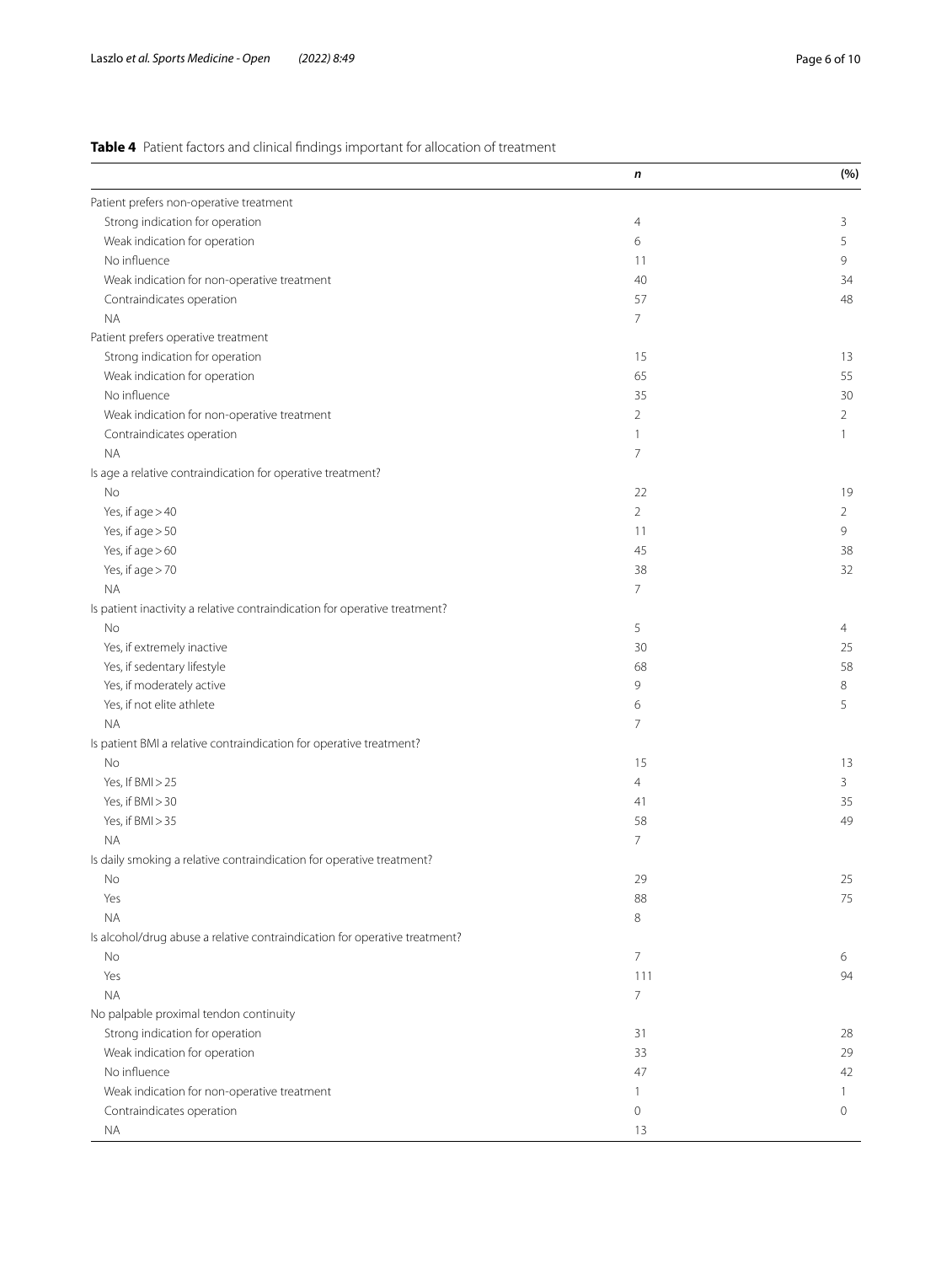**Table 4** Patient factors and clinical findings important for allocation of treatment

| | *n* | (%) |
|---|---|---|
| Patient prefers non-operative treatment | | |
| Strong indication for operation | 4 | 3 |
| Weak indication for operation | 6 | 5 |
| No influence | 11 | 9 |
| Weak indication for non-operative treatment | 40 | 34 |
| Contraindicates operation | 57 | 48 |
| NA | 7 | |
| Patient prefers operative treatment | | |
| Strong indication for operation | 15 | 13 |
| Weak indication for operation | 65 | 55 |
| No influence | 35 | 30 |
| Weak indication for non-operative treatment | 2 | 2 |
| Contraindicates operation | 1 | 1 |
| NA | 7 | |
| Is age a relative contraindication for operative treatment? | | |
| No | 22 | 19 |
| Yes, if age > 40 | 2 | 2 |
| Yes, if age > 50 | 11 | 9 |
| Yes, if age > 60 | 45 | 38 |
| Yes, if age > 70 | 38 | 32 |
| NA | 7 | |
| Is patient inactivity a relative contraindication for operative treatment? | | |
| No | 5 | 4 |
| Yes, if extremely inactive | 30 | 25 |
| Yes, if sedentary lifestyle | 68 | 58 |
| Yes, if moderately active | 9 | 8 |
| Yes, if not elite athlete | 6 | 5 |
| NA | 7 | |
| Is patient BMI a relative contraindication for operative treatment? | | |
| No | 15 | 13 |
| Yes, If BMI > 25 | 4 | 3 |
| Yes, if BMI > 30 | 41 | 35 |
| Yes, if BMI > 35 | 58 | 49 |
| NA | 7 | |
| Is daily smoking a relative contraindication for operative treatment? | | |
| No | 29 | 25 |
| Yes | 88 | 75 |
| NA | 8 | |
| Is alcohol/drug abuse a relative contraindication for operative treatment? | | |
| No | 7 | 6 |
| Yes | 111 | 94 |
| NA | 7 | |
| No palpable proximal tendon continuity | | |
| Strong indication for operation | 31 | 28 |
| Weak indication for operation | 33 | 29 |
| No influence | 47 | 42 |
| Weak indication for non-operative treatment | 1 | 1 |
| Contraindicates operation | 0 | 0 |
| NA | 13 | |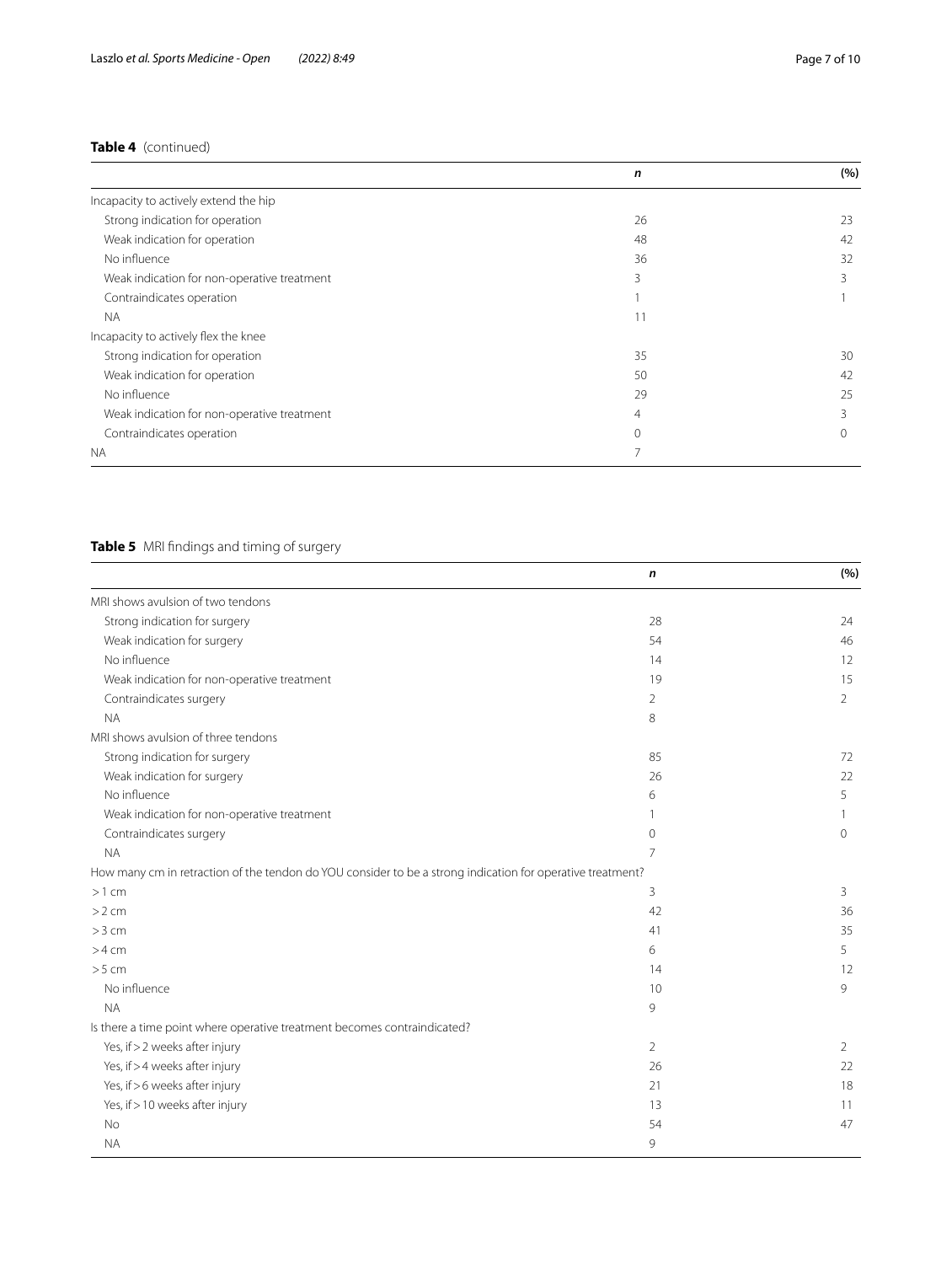**Table 4** (continued)

| | *n* | (%) |
|---|---|---|
| Incapacity to actively extend the hip | | |
| Strong indication for operation | 26 | 23 |
| Weak indication for operation | 48 | 42 |
| No influence | 36 | 32 |
| Weak indication for non-operative treatment | 3 | 3 |
| Contraindicates operation | 1 | 1 |
| NA | 11 | |
| Incapacity to actively flex the knee | | |
| Strong indication for operation | 35 | 30 |
| Weak indication for operation | 50 | 42 |
| No influence | 29 | 25 |
| Weak indication for non-operative treatment | 4 | 3 |
| Contraindicates operation | 0 | 0 |
| NA | 7 | |

**Table 5** MRI findings and timing of surgery

| | *n* | (%) |
|---|---|---|
| MRI shows avulsion of two tendons | | |
| Strong indication for surgery | 28 | 24 |
| Weak indication for surgery | 54 | 46 |
| No influence | 14 | 12 |
| Weak indication for non-operative treatment | 19 | 15 |
| Contraindicates surgery | 2 | 2 |
| NA | 8 | |
| MRI shows avulsion of three tendons | | |
| Strong indication for surgery | 85 | 72 |
| Weak indication for surgery | 26 | 22 |
| No influence | 6 | 5 |
| Weak indication for non-operative treatment | 1 | 1 |
| Contraindicates surgery | 0 | 0 |
| NA | 7 | |
| How many cm in retraction of the tendon do YOU consider to be a strong indication for operative treatment? | | |
| > 1 cm | 3 | 3 |
| > 2 cm | 42 | 36 |
| > 3 cm | 41 | 35 |
| > 4 cm | 6 | 5 |
| > 5 cm | 14 | 12 |
| No influence | 10 | 9 |
| NA | 9 | |
| Is there a time point where operative treatment becomes contraindicated? | | |
| Yes, if > 2 weeks after injury | 2 | 2 |
| Yes, if > 4 weeks after injury | 26 | 22 |
| Yes, if > 6 weeks after injury | 21 | 18 |
| Yes, if > 10 weeks after injury | 13 | 11 |
| No | 54 | 47 |
| NA | 9 | |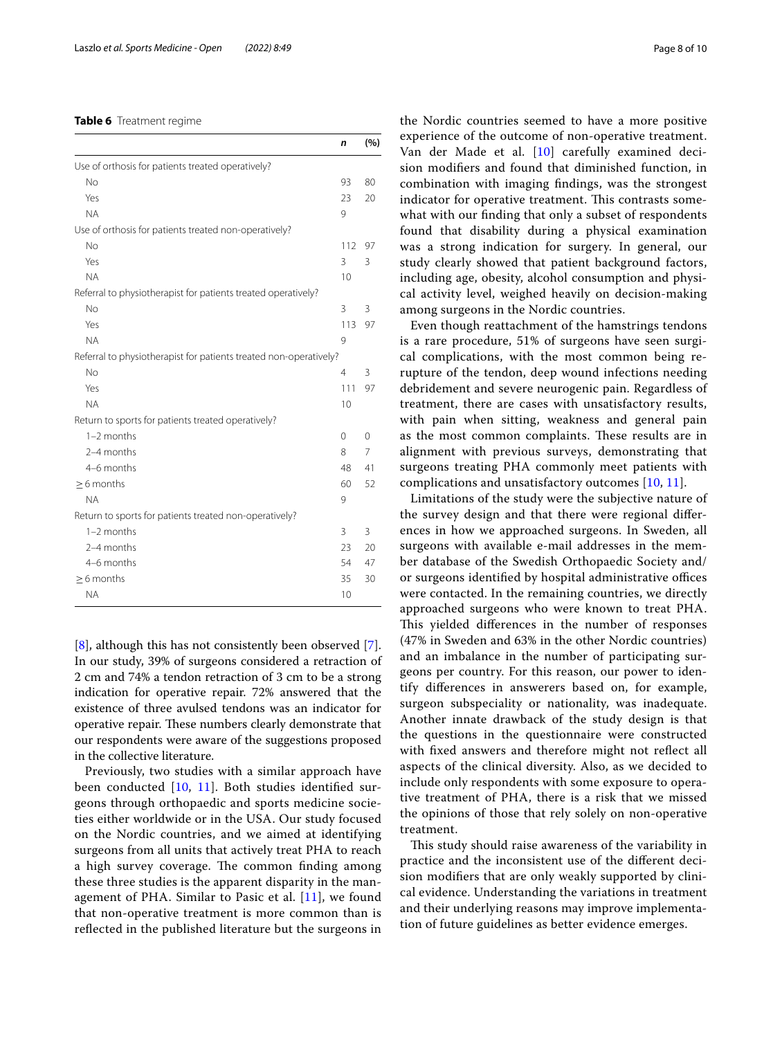**Table 6** Treatment regime

| | *n* | (%) |
|---|---|---|
| Use of orthosis for patients treated operatively? | | |
| No | 93 | 80 |
| Yes | 23 | 20 |
| NA | 9 | |
| Use of orthosis for patients treated non-operatively? | | |
| No | 112 | 97 |
| Yes | 3 | 3 |
| NA | 10 | |
| Referral to physiotherapist for patients treated operatively? | | |
| No | 3 | 3 |
| Yes | 113 | 97 |
| NA | 9 | |
| Referral to physiotherapist for patients treated non-operatively? | | |
| No | 4 | 3 |
| Yes | 111 | 97 |
| NA | 10 | |
| Return to sports for patients treated operatively? | | |
| 1–2 months | 0 | 0 |
| 2–4 months | 8 | 7 |
| 4–6 months | 48 | 41 |
| ≥ 6 months | 60 | 52 |
| NA | 9 | |
| Return to sports for patients treated non-operatively? | | |
| 1–2 months | 3 | 3 |
| 2–4 months | 23 | 20 |
| 4–6 months | 54 | 47 |
| ≥ 6 months | 35 | 30 |
| NA | 10 | |

[8], although this has not consistently been observed [7]. In our study, 39% of surgeons considered a retraction of 2 cm and 74% a tendon retraction of 3 cm to be a strong indication for operative repair. 72% answered that the existence of three avulsed tendons was an indicator for operative repair. These numbers clearly demonstrate that our respondents were aware of the suggestions proposed in the collective literature.

Previously, two studies with a similar approach have been conducted [10, 11]. Both studies identified surgeons through orthopaedic and sports medicine societies either worldwide or in the USA. Our study focused on the Nordic countries, and we aimed at identifying surgeons from all units that actively treat PHA to reach a high survey coverage. The common finding among these three studies is the apparent disparity in the management of PHA. Similar to Pasic et al. [11], we found that non-operative treatment is more common than is reflected in the published literature but the surgeons in the Nordic countries seemed to have a more positive experience of the outcome of non-operative treatment. Van der Made et al. [10] carefully examined decision modifiers and found that diminished function, in combination with imaging findings, was the strongest indicator for operative treatment. This contrasts somewhat with our finding that only a subset of respondents found that disability during a physical examination was a strong indication for surgery. In general, our study clearly showed that patient background factors, including age, obesity, alcohol consumption and physical activity level, weighed heavily on decision-making among surgeons in the Nordic countries.

Even though reattachment of the hamstrings tendons is a rare procedure, 51% of surgeons have seen surgical complications, with the most common being re-rupture of the tendon, deep wound infections needing debridement and severe neurogenic pain. Regardless of treatment, there are cases with unsatisfactory results, with pain when sitting, weakness and general pain as the most common complaints. These results are in alignment with previous surveys, demonstrating that surgeons treating PHA commonly meet patients with complications and unsatisfactory outcomes [10, 11].

Limitations of the study were the subjective nature of the survey design and that there were regional differences in how we approached surgeons. In Sweden, all surgeons with available e-mail addresses in the member database of the Swedish Orthopaedic Society and/or surgeons identified by hospital administrative offices were contacted. In the remaining countries, we directly approached surgeons who were known to treat PHA. This yielded differences in the number of responses (47% in Sweden and 63% in the other Nordic countries) and an imbalance in the number of participating surgeons per country. For this reason, our power to identify differences in answerers based on, for example, surgeon subspeciality or nationality, was inadequate. Another innate drawback of the study design is that the questions in the questionnaire were constructed with fixed answers and therefore might not reflect all aspects of the clinical diversity. Also, as we decided to include only respondents with some exposure to operative treatment of PHA, there is a risk that we missed the opinions of those that rely solely on non-operative treatment.

This study should raise awareness of the variability in practice and the inconsistent use of the different decision modifiers that are only weakly supported by clinical evidence. Understanding the variations in treatment and their underlying reasons may improve implementation of future guidelines as better evidence emerges.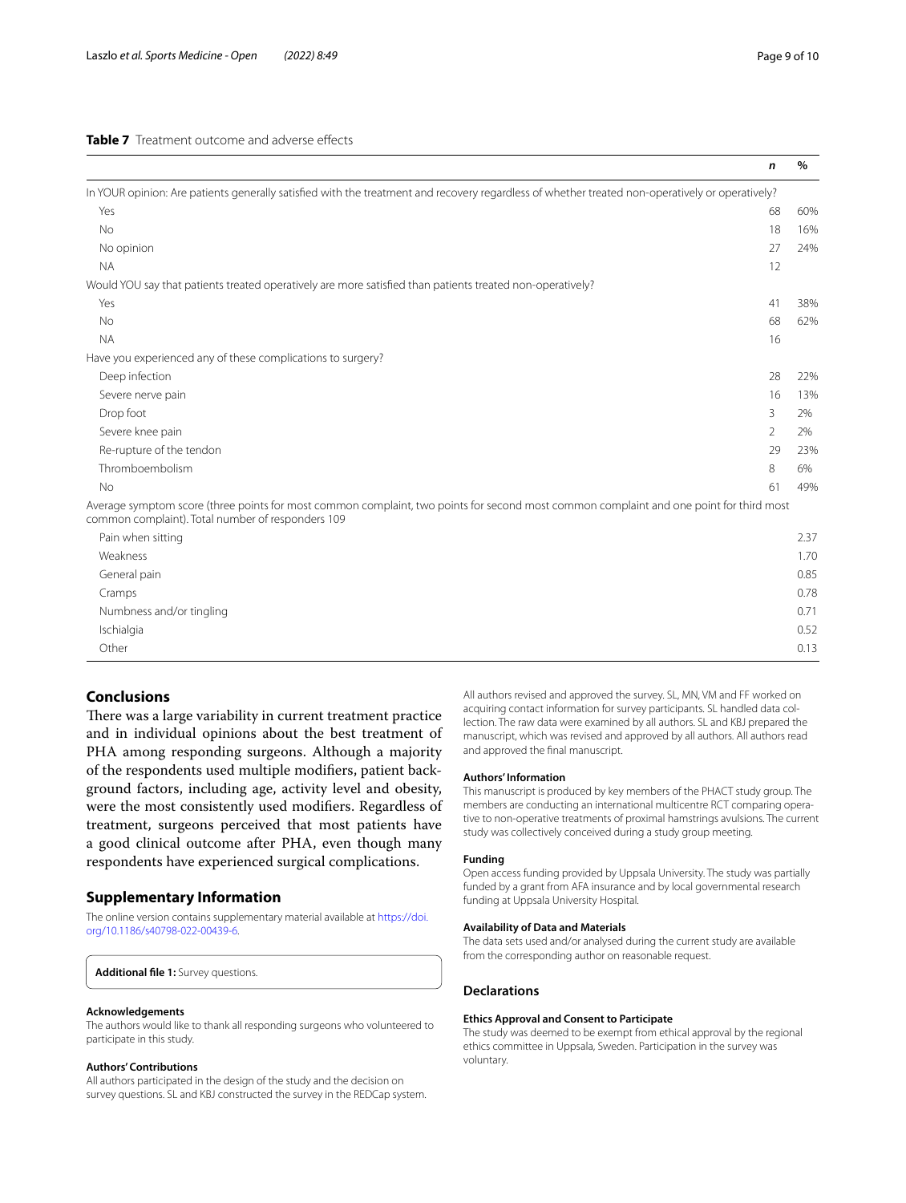**Table 7** Treatment outcome and adverse effects

| | *n* | % |
|---|---|---|
| In YOUR opinion: Are patients generally satisfied with the treatment and recovery regardless of whether treated non-operatively or operatively? | | |
| Yes | 68 | 60% |
| No | 18 | 16% |
| No opinion | 27 | 24% |
| NA | 12 | |
| Would YOU say that patients treated operatively are more satisfied than patients treated non-operatively? | | |
| Yes | 41 | 38% |
| No | 68 | 62% |
| NA | 16 | |
| Have you experienced any of these complications to surgery? | | |
| Deep infection | 28 | 22% |
| Severe nerve pain | 16 | 13% |
| Drop foot | 3 | 2% |
| Severe knee pain | 2 | 2% |
| Re-rupture of the tendon | 29 | 23% |
| Thromboembolism | 8 | 6% |
| No | 61 | 49% |
| Average symptom score (three points for most common complaint, two points for second most common complaint and one point for third most common complaint). Total number of responders 109 | | |
| Pain when sitting | | 2.37 |
| Weakness | | 1.70 |
| General pain | | 0.85 |
| Cramps | | 0.78 |
| Numbness and/or tingling | | 0.71 |
| Ischialgia | | 0.52 |
| Other | | 0.13 |

## Conclusions

There was a large variability in current treatment practice and in individual opinions about the best treatment of PHA among responding surgeons. Although a majority of the respondents used multiple modifiers, patient background factors, including age, activity level and obesity, were the most consistently used modifiers. Regardless of treatment, surgeons perceived that most patients have a good clinical outcome after PHA, even though many respondents have experienced surgical complications.

## Supplementary Information

The online version contains supplementary material available at https://doi.org/10.1186/s40798-022-00439-6.

**Additional file 1:** Survey questions.

#### Acknowledgements

The authors would like to thank all responding surgeons who volunteered to participate in this study.

#### Authors' Contributions

All authors participated in the design of the study and the decision on survey questions. SL and KBJ constructed the survey in the REDCap system. All authors revised and approved the survey. SL, MN, VM and FF worked on acquiring contact information for survey participants. SL handled data collection. The raw data were examined by all authors. SL and KBJ prepared the manuscript, which was revised and approved by all authors. All authors read and approved the final manuscript.

#### Authors' Information

This manuscript is produced by key members of the PHACT study group. The members are conducting an international multicentre RCT comparing operative to non-operative treatments of proximal hamstrings avulsions. The current study was collectively conceived during a study group meeting.

#### Funding

Open access funding provided by Uppsala University. The study was partially funded by a grant from AFA insurance and by local governmental research funding at Uppsala University Hospital.

#### Availability of Data and Materials

The data sets used and/or analysed during the current study are available from the corresponding author on reasonable request.

## Declarations

#### Ethics Approval and Consent to Participate

The study was deemed to be exempt from ethical approval by the regional ethics committee in Uppsala, Sweden. Participation in the survey was voluntary.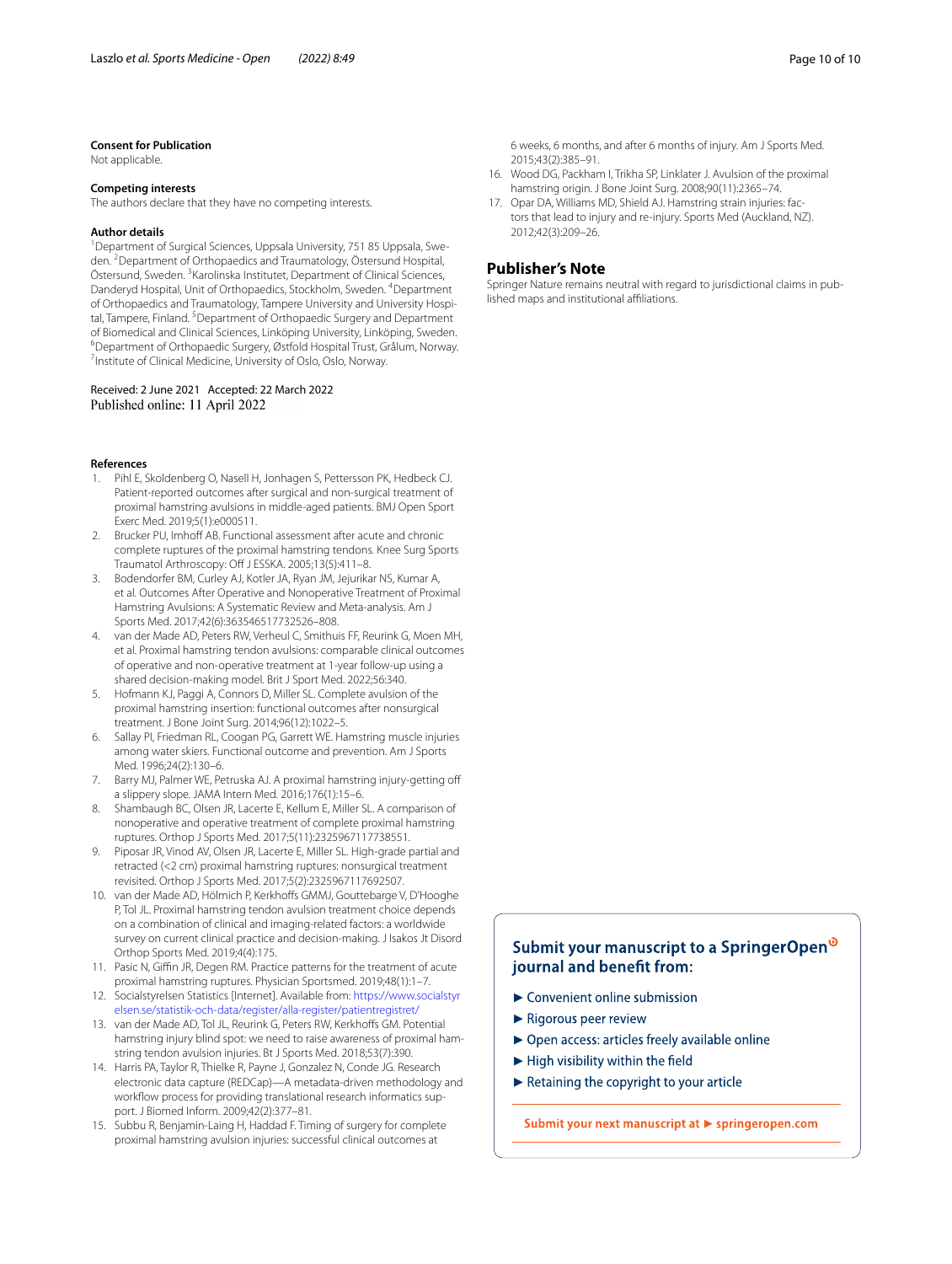### Consent for Publication

Not applicable.

### Competing interests

The authors declare that they have no competing interests.

### Author details

[1]Department of Surgical Sciences, Uppsala University, 751 85 Uppsala, Sweden. [2]Department of Orthopaedics and Traumatology, Östersund Hospital, Östersund, Sweden. [3]Karolinska Institutet, Department of Clinical Sciences, Danderyd Hospital, Unit of Orthopaedics, Stockholm, Sweden. [4]Department of Orthopaedics and Traumatology, Tampere University and University Hospital, Tampere, Finland. [5]Department of Orthopaedic Surgery and Department of Biomedical and Clinical Sciences, Linköping University, Linköping, Sweden. [6]Department of Orthopaedic Surgery, Østfold Hospital Trust, Grålum, Norway. [7]Institute of Clinical Medicine, University of Oslo, Oslo, Norway.

Received: 2 June 2021 Accepted: 22 March 2022
Published online: 11 April 2022

### References

1. Pihl E, Skoldenberg O, Nasell H, Jonhagen S, Pettersson PK, Hedbeck CJ. Patient-reported outcomes after surgical and non-surgical treatment of proximal hamstring avulsions in middle-aged patients. BMJ Open Sport Exerc Med. 2019;5(1):e000511.
2. Brucker PU, Imhoff AB. Functional assessment after acute and chronic complete ruptures of the proximal hamstring tendons. Knee Surg Sports Traumatol Arthroscopy: Off J ESSKA. 2005;13(5):411–8.
3. Bodendorfer BM, Curley AJ, Kotler JA, Ryan JM, Jejurikar NS, Kumar A, et al. Outcomes After Operative and Nonoperative Treatment of Proximal Hamstring Avulsions: A Systematic Review and Meta-analysis. Am J Sports Med. 2017;42(6):363546517732526–808.
4. van der Made AD, Peters RW, Verheul C, Smithuis FF, Reurink G, Moen MH, et al. Proximal hamstring tendon avulsions: comparable clinical outcomes of operative and non-operative treatment at 1-year follow-up using a shared decision-making model. Brit J Sport Med. 2022;56:340.
5. Hofmann KJ, Paggi A, Connors D, Miller SL. Complete avulsion of the proximal hamstring insertion: functional outcomes after nonsurgical treatment. J Bone Joint Surg. 2014;96(12):1022–5.
6. Sallay PI, Friedman RL, Coogan PG, Garrett WE. Hamstring muscle injuries among water skiers. Functional outcome and prevention. Am J Sports Med. 1996;24(2):130–6.
7. Barry MJ, Palmer WE, Petruska AJ. A proximal hamstring injury-getting off a slippery slope. JAMA Intern Med. 2016;176(1):15–6.
8. Shambaugh BC, Olsen JR, Lacerte E, Kellum E, Miller SL. A comparison of nonoperative and operative treatment of complete proximal hamstring ruptures. Orthop J Sports Med. 2017;5(11):2325967117738551.
9. Piposar JR, Vinod AV, Olsen JR, Lacerte E, Miller SL. High-grade partial and retracted (<2 cm) proximal hamstring ruptures: nonsurgical treatment revisited. Orthop J Sports Med. 2017;5(2):2325967117692507.
10. van der Made AD, Hölmich P, Kerkhoffs GMMJ, Gouttebarge V, D'Hooghe P, Tol JL. Proximal hamstring tendon avulsion treatment choice depends on a combination of clinical and imaging-related factors: a worldwide survey on current clinical practice and decision-making. J Isakos Jt Disord Orthop Sports Med. 2019;4(4):175.
11. Pasic N, Giffin JR, Degen RM. Practice patterns for the treatment of acute proximal hamstring ruptures. Physician Sportsmed. 2019;48(1):1–7.
12. Socialstyrelsen Statistics [Internet]. Available from: https://www.socialstyrelsen.se/statistik-och-data/register/alla-register/patientregistret/
13. van der Made AD, Tol JL, Reurink G, Peters RW, Kerkhoffs GM. Potential hamstring injury blind spot: we need to raise awareness of proximal hamstring tendon avulsion injuries. Bt J Sports Med. 2018;53(7):390.
14. Harris PA, Taylor R, Thielke R, Payne J, Gonzalez N, Conde JG. Research electronic data capture (REDCap)—A metadata-driven methodology and workflow process for providing translational research informatics support. J Biomed Inform. 2009;42(2):377–81.
15. Subbu R, Benjamin-Laing H, Haddad F. Timing of surgery for complete proximal hamstring avulsion injuries: successful clinical outcomes at 6 weeks, 6 months, and after 6 months of injury. Am J Sports Med. 2015;43(2):385–91.
16. Wood DG, Packham I, Trikha SP, Linklater J. Avulsion of the proximal hamstring origin. J Bone Joint Surg. 2008;90(11):2365–74.
17. Opar DA, Williams MD, Shield AJ. Hamstring strain injuries: factors that lead to injury and re-injury. Sports Med (Auckland, NZ). 2012;42(3):209–26.

## Publisher's Note

Springer Nature remains neutral with regard to jurisdictional claims in published maps and institutional affiliations.

**Submit your manuscript to a SpringerOpen journal and benefit from:**

- ► Convenient online submission
- ► Rigorous peer review
- ► Open access: articles freely available online
- ► High visibility within the field
- ► Retaining the copyright to your article

**Submit your next manuscript at ► springeropen.com**